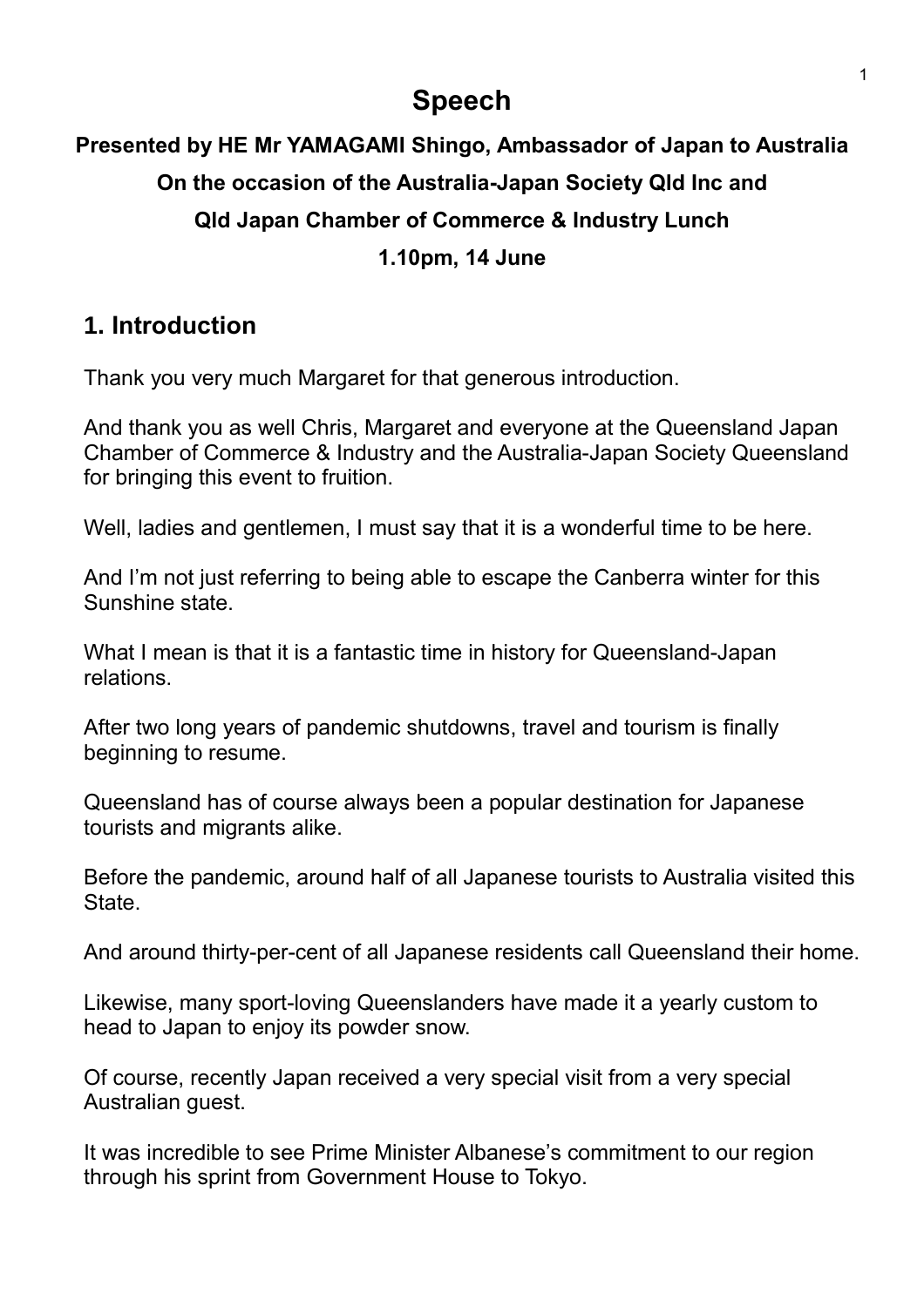# Speech

**Presented by HE Mr YAMAGAMI Shingo, Ambassador of Japan to Australia**

**On the occasion of the Australia-Japan Society Qld Inc and**

**Qld Japan Chamber of Commerce & Industry Lunch**

**1.10pm, 14 June**

## 1. Introduction

Thank you very much Margaret for that generous introduction.

And thank you as well Chris, Margaret and everyone at the Queensland Japan Chamber of Commerce & Industry and the Australia-Japan Society Queensland for bringing this event to fruition.

Well, ladies and gentlemen, I must say that it is a wonderful time to be here.

And I'm not just referring to being able to escape the Canberra winter for this Sunshine state.

What I mean is that it is a fantastic time in history for Queensland-Japan relations.

After two long years of pandemic shutdowns, travel and tourism is finally beginning to resume.

Queensland has of course always been a popular destination for Japanese tourists and migrants alike.

Before the pandemic, around half of all Japanese tourists to Australia visited this State.

And around thirty-per-cent of all Japanese residents call Queensland their home.

Likewise, many sport-loving Queenslanders have made it a yearly custom to head to Japan to enjoy its powder snow.

Of course, recently Japan received a very special visit from a very special Australian guest.

It was incredible to see Prime Minister Albanese's commitment to our region through his sprint from Government House to Tokyo.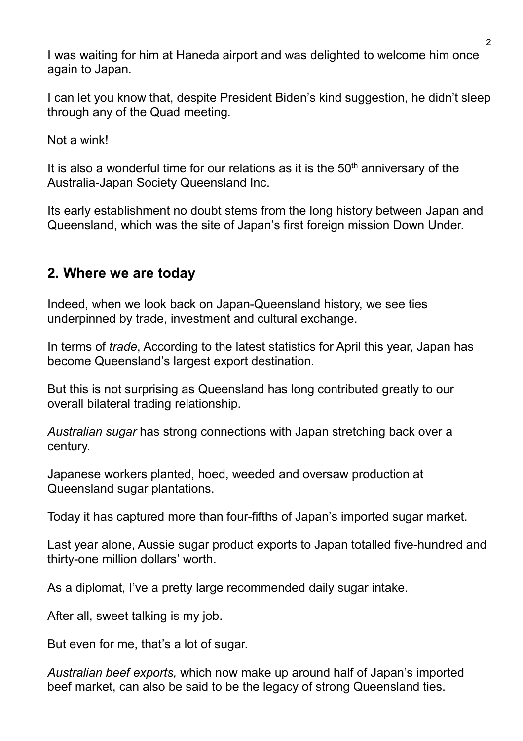I was waiting for him at Haneda airport and was delighted to welcome him once again to Japan.

I can let you know that, despite President Biden's kind suggestion, he didn't sleep through any of the Quad meeting.

Not a wink!

It is also a wonderful time for our relations as it is the 50th anniversary of the Australia-Japan Society Queensland Inc.

Its early establishment no doubt stems from the long history between Japan and Queensland, which was the site of Japan's first foreign mission Down Under.

## 2. Where we are today

Indeed, when we look back on Japan-Queensland history, we see ties underpinned by trade, investment and cultural exchange.

In terms of *trade*, According to the latest statistics for April this year, Japan has become Queensland's largest export destination.

But this is not surprising as Queensland has long contributed greatly to our overall bilateral trading relationship.

*Australian sugar* has strong connections with Japan stretching back over a century.

Japanese workers planted, hoed, weeded and oversaw production at Queensland sugar plantations.

Today it has captured more than four-fifths of Japan's imported sugar market.

Last year alone, Aussie sugar product exports to Japan totalled five-hundred and thirty-one million dollars' worth.

As a diplomat, I've a pretty large recommended daily sugar intake.

After all, sweet talking is my job.

But even for me, that's a lot of sugar.

*Australian beef exports,* which now make up around half of Japan's imported beef market, can also be said to be the legacy of strong Queensland ties.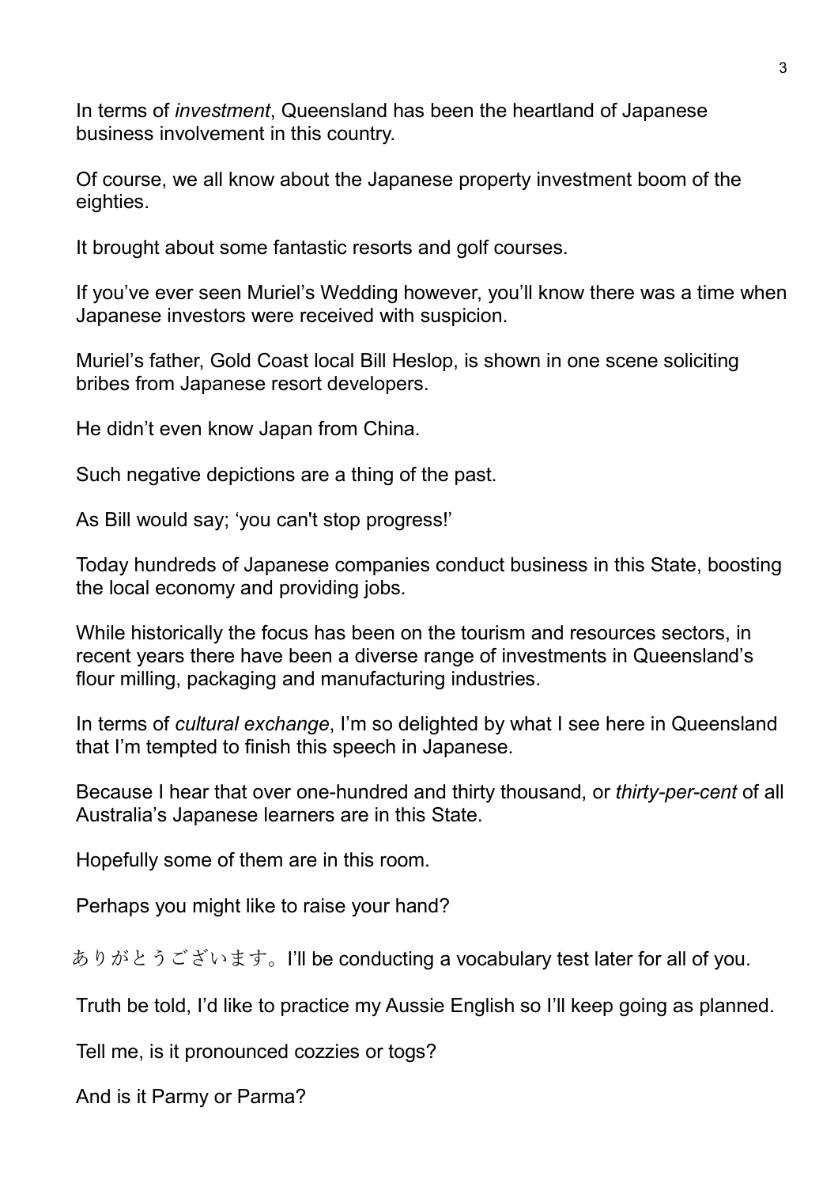In terms of *investment*, Queensland has been the heartland of Japanese business involvement in this country.

Of course, we all know about the Japanese property investment boom of the eighties.

It brought about some fantastic resorts and golf courses.

If you've ever seen Muriel's Wedding however, you'll know there was a time when Japanese investors were received with suspicion.

Muriel's father, Gold Coast local Bill Heslop, is shown in one scene soliciting bribes from Japanese resort developers.

He didn't even know Japan from China.

Such negative depictions are a thing of the past.

As Bill would say; 'you can't stop progress!'

Today hundreds of Japanese companies conduct business in this State, boosting the local economy and providing jobs.

While historically the focus has been on the tourism and resources sectors, in recent years there have been a diverse range of investments in Queensland's flour milling, packaging and manufacturing industries.

In terms of *cultural exchange*, I'm so delighted by what I see here in Queensland that I'm tempted to finish this speech in Japanese.

Because I hear that over one-hundred and thirty thousand, or *thirty-per-cent* of all Australia's Japanese learners are in this State.

Hopefully some of them are in this room.

Perhaps you might like to raise your hand?

ありがとうございます。I'll be conducting a vocabulary test later for all of you.

Truth be told, I'd like to practice my Aussie English so I'll keep going as planned.

Tell me, is it pronounced cozzies or togs?

And is it Parmy or Parma?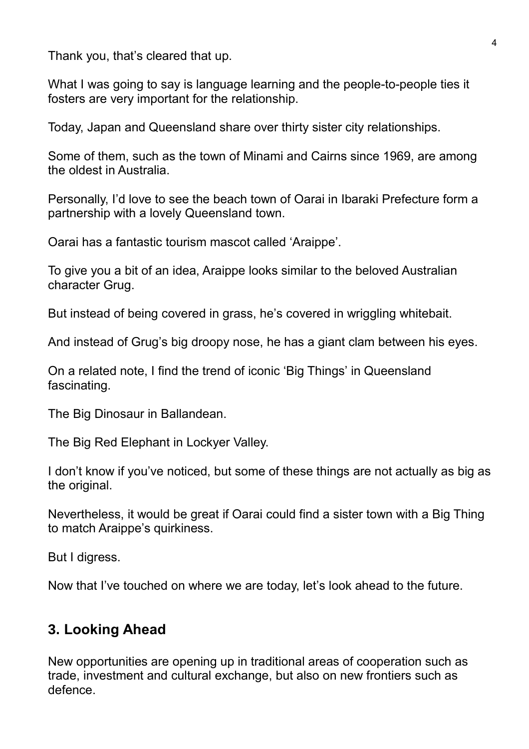Thank you, that's cleared that up.

What I was going to say is language learning and the people-to-people ties it fosters are very important for the relationship.

Today, Japan and Queensland share over thirty sister city relationships.

Some of them, such as the town of Minami and Cairns since 1969, are among the oldest in Australia.

Personally, I'd love to see the beach town of Oarai in Ibaraki Prefecture form a partnership with a lovely Queensland town.

Oarai has a fantastic tourism mascot called 'Araippe'.

To give you a bit of an idea, Araippe looks similar to the beloved Australian character Grug.

But instead of being covered in grass, he's covered in wriggling whitebait.

And instead of Grug's big droopy nose, he has a giant clam between his eyes.

On a related note, I find the trend of iconic 'Big Things' in Queensland fascinating.

The Big Dinosaur in Ballandean.

The Big Red Elephant in Lockyer Valley.

I don't know if you've noticed, but some of these things are not actually as big as the original.

Nevertheless, it would be great if Oarai could find a sister town with a Big Thing to match Araippe's quirkiness.

But I digress.

Now that I've touched on where we are today, let's look ahead to the future.

## 3. Looking Ahead

New opportunities are opening up in traditional areas of cooperation such as trade, investment and cultural exchange, but also on new frontiers such as defence.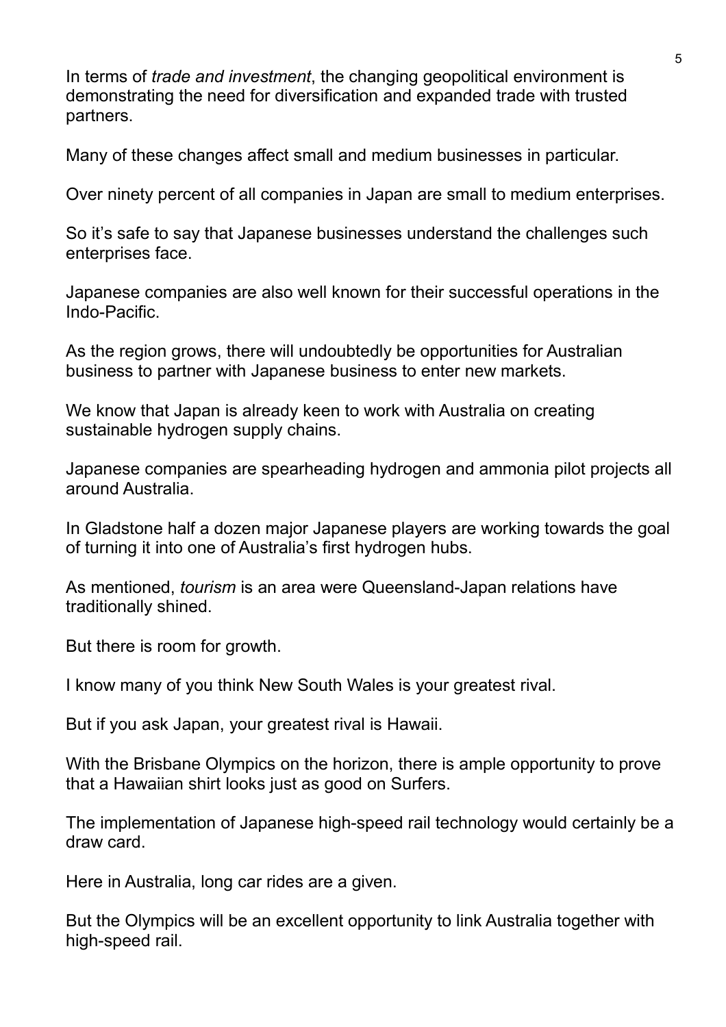In terms of *trade and investment*, the changing geopolitical environment is demonstrating the need for diversification and expanded trade with trusted partners.

Many of these changes affect small and medium businesses in particular.

Over ninety percent of all companies in Japan are small to medium enterprises.

So it’s safe to say that Japanese businesses understand the challenges such enterprises face.

Japanese companies are also well known for their successful operations in the Indo-Pacific.

As the region grows, there will undoubtedly be opportunities for Australian business to partner with Japanese business to enter new markets.

We know that Japan is already keen to work with Australia on creating sustainable hydrogen supply chains.

Japanese companies are spearheading hydrogen and ammonia pilot projects all around Australia.

In Gladstone half a dozen major Japanese players are working towards the goal of turning it into one of Australia’s first hydrogen hubs.

As mentioned, *tourism* is an area were Queensland-Japan relations have traditionally shined.

But there is room for growth.

I know many of you think New South Wales is your greatest rival.

But if you ask Japan, your greatest rival is Hawaii.

With the Brisbane Olympics on the horizon, there is ample opportunity to prove that a Hawaiian shirt looks just as good on Surfers.

The implementation of Japanese high-speed rail technology would certainly be a draw card.

Here in Australia, long car rides are a given.

But the Olympics will be an excellent opportunity to link Australia together with high-speed rail.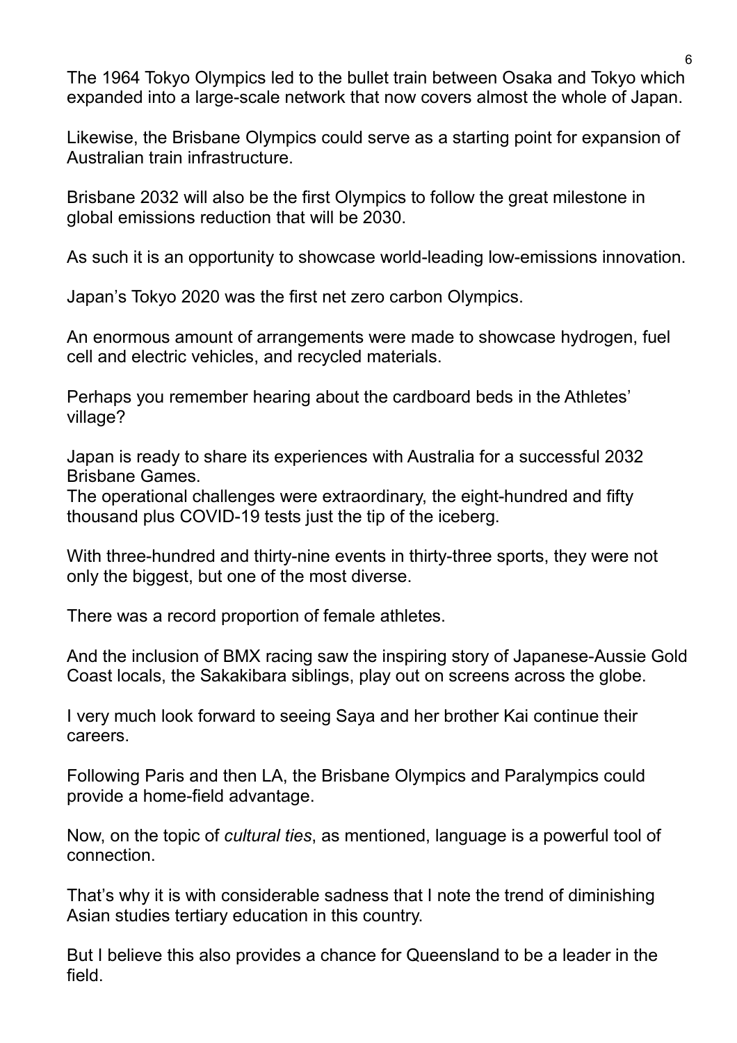The 1964 Tokyo Olympics led to the bullet train between Osaka and Tokyo which expanded into a large-scale network that now covers almost the whole of Japan.

Likewise, the Brisbane Olympics could serve as a starting point for expansion of Australian train infrastructure.

Brisbane 2032 will also be the first Olympics to follow the great milestone in global emissions reduction that will be 2030.

As such it is an opportunity to showcase world-leading low-emissions innovation.

Japan's Tokyo 2020 was the first net zero carbon Olympics.

An enormous amount of arrangements were made to showcase hydrogen, fuel cell and electric vehicles, and recycled materials.

Perhaps you remember hearing about the cardboard beds in the Athletes' village?

Japan is ready to share its experiences with Australia for a successful 2032 Brisbane Games.
The operational challenges were extraordinary, the eight-hundred and fifty thousand plus COVID-19 tests just the tip of the iceberg.

With three-hundred and thirty-nine events in thirty-three sports, they were not only the biggest, but one of the most diverse.

There was a record proportion of female athletes.

And the inclusion of BMX racing saw the inspiring story of Japanese-Aussie Gold Coast locals, the Sakakibara siblings, play out on screens across the globe.

I very much look forward to seeing Saya and her brother Kai continue their careers.

Following Paris and then LA, the Brisbane Olympics and Paralympics could provide a home-field advantage.

Now, on the topic of *cultural ties*, as mentioned, language is a powerful tool of connection.

That's why it is with considerable sadness that I note the trend of diminishing Asian studies tertiary education in this country.

But I believe this also provides a chance for Queensland to be a leader in the field.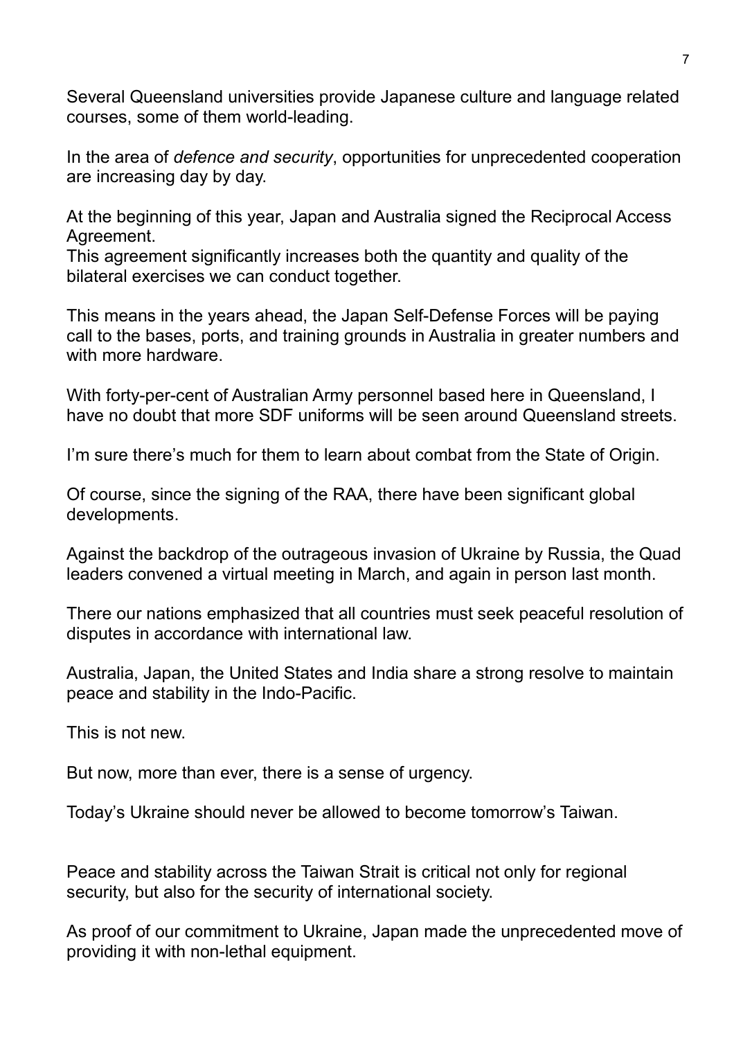Several Queensland universities provide Japanese culture and language related courses, some of them world-leading.

In the area of *defence and security*, opportunities for unprecedented cooperation are increasing day by day.

At the beginning of this year, Japan and Australia signed the Reciprocal Access Agreement.
This agreement significantly increases both the quantity and quality of the bilateral exercises we can conduct together.

This means in the years ahead, the Japan Self-Defense Forces will be paying call to the bases, ports, and training grounds in Australia in greater numbers and with more hardware.

With forty-per-cent of Australian Army personnel based here in Queensland, I have no doubt that more SDF uniforms will be seen around Queensland streets.

I'm sure there's much for them to learn about combat from the State of Origin.

Of course, since the signing of the RAA, there have been significant global developments.

Against the backdrop of the outrageous invasion of Ukraine by Russia, the Quad leaders convened a virtual meeting in March, and again in person last month.

There our nations emphasized that all countries must seek peaceful resolution of disputes in accordance with international law.

Australia, Japan, the United States and India share a strong resolve to maintain peace and stability in the Indo-Pacific.

This is not new.

But now, more than ever, there is a sense of urgency.

Today's Ukraine should never be allowed to become tomorrow's Taiwan.

Peace and stability across the Taiwan Strait is critical not only for regional security, but also for the security of international society.

As proof of our commitment to Ukraine, Japan made the unprecedented move of providing it with non-lethal equipment.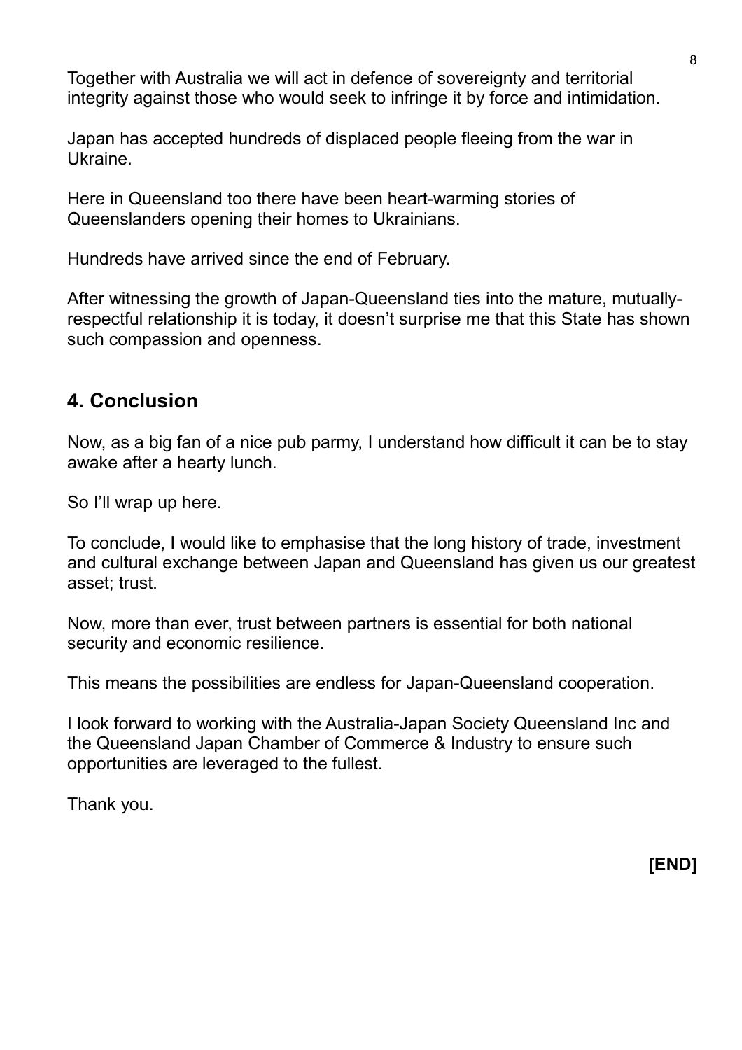Together with Australia we will act in defence of sovereignty and territorial integrity against those who would seek to infringe it by force and intimidation.

Japan has accepted hundreds of displaced people fleeing from the war in Ukraine.

Here in Queensland too there have been heart-warming stories of Queenslanders opening their homes to Ukrainians.

Hundreds have arrived since the end of February.

After witnessing the growth of Japan-Queensland ties into the mature, mutually-respectful relationship it is today, it doesn't surprise me that this State has shown such compassion and openness.

## 4. Conclusion

Now, as a big fan of a nice pub parmy, I understand how difficult it can be to stay awake after a hearty lunch.

So I'll wrap up here.

To conclude, I would like to emphasise that the long history of trade, investment and cultural exchange between Japan and Queensland has given us our greatest asset; trust.

Now, more than ever, trust between partners is essential for both national security and economic resilience.

This means the possibilities are endless for Japan-Queensland cooperation.

I look forward to working with the Australia-Japan Society Queensland Inc and the Queensland Japan Chamber of Commerce & Industry to ensure such opportunities are leveraged to the fullest.

Thank you.

**[END]**